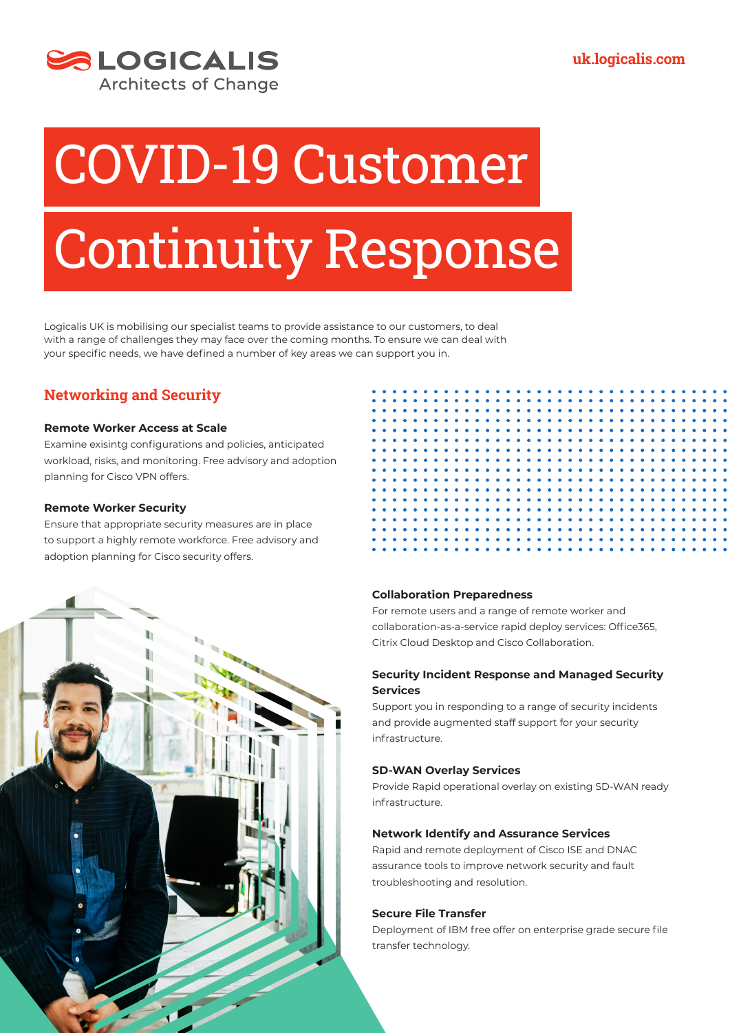LOGICALIS
Architects of Change

uk.logicalis.com

# COVID-19 Customer Continuity Response

Logicalis UK is mobilising our specialist teams to provide assistance to our customers, to deal with a range of challenges they may face over the coming months. To ensure we can deal with your specific needs, we have defined a number of key areas we can support you in.

## Networking and Security

### Remote Worker Access at Scale

Examine exisintg configurations and policies, anticipated workload, risks, and monitoring. Free advisory and adoption planning for Cisco VPN offers.

### Remote Worker Security

Ensure that appropriate security measures are in place to support a highly remote workforce. Free advisory and adoption planning for Cisco security offers.

### Collaboration Preparedness

For remote users and a range of remote worker and collaboration-as-a-service rapid deploy services: Office365, Citrix Cloud Desktop and Cisco Collaboration.

### Security Incident Response and Managed Security Services

Support you in responding to a range of security incidents and provide augmented staff support for your security infrastructure.

### SD-WAN Overlay Services

Provide Rapid operational overlay on existing SD-WAN ready infrastructure.

### Network Identify and Assurance Services

Rapid and remote deployment of Cisco ISE and DNAC assurance tools to improve network security and fault troubleshooting and resolution.

### Secure File Transfer

Deployment of IBM free offer on enterprise grade secure file transfer technology.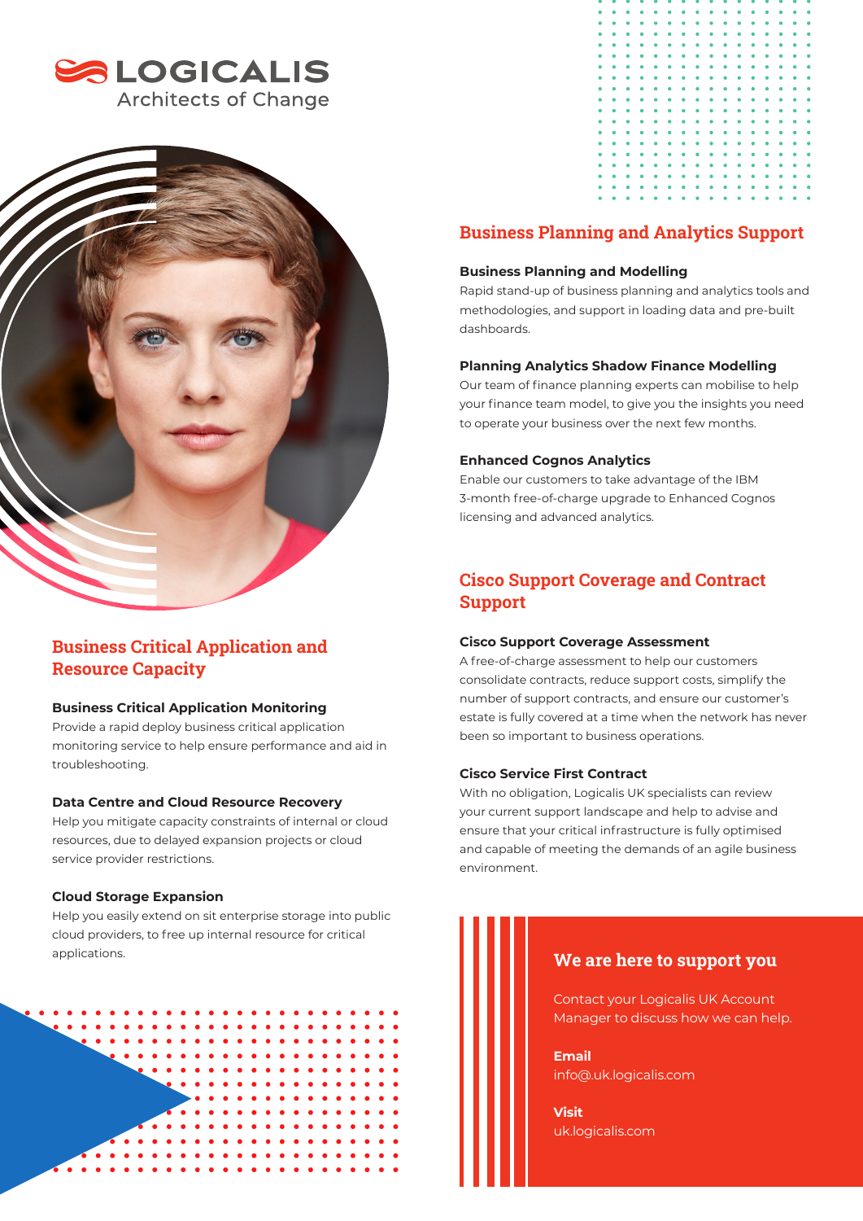# LOGICALIS
Architects of Change

## Business Critical Application and Resource Capacity

### Business Critical Application Monitoring

Provide a rapid deploy business critical application monitoring service to help ensure performance and aid in troubleshooting.

### Data Centre and Cloud Resource Recovery

Help you mitigate capacity constraints of internal or cloud resources, due to delayed expansion projects or cloud service provider restrictions.

### Cloud Storage Expansion

Help you easily extend on sit enterprise storage into public cloud providers, to free up internal resource for critical applications.

## Business Planning and Analytics Support

### Business Planning and Modelling

Rapid stand-up of business planning and analytics tools and methodologies, and support in loading data and pre-built dashboards.

### Planning Analytics Shadow Finance Modelling

Our team of finance planning experts can mobilise to help your finance team model, to give you the insights you need to operate your business over the next few months.

### Enhanced Cognos Analytics

Enable our customers to take advantage of the IBM 3-month free-of-charge upgrade to Enhanced Cognos licensing and advanced analytics.

## Cisco Support Coverage and Contract Support

### Cisco Support Coverage Assessment

A free-of-charge assessment to help our customers consolidate contracts, reduce support costs, simplify the number of support contracts, and ensure our customer's estate is fully covered at a time when the network has never been so important to business operations.

### Cisco Service First Contract

With no obligation, Logicalis UK specialists can review your current support landscape and help to advise and ensure that your critical infrastructure is fully optimised and capable of meeting the demands of an agile business environment.

## We are here to support you

Contact your Logicalis UK Account Manager to discuss how we can help.

**Email**
info@uk.logicalis.com

**Visit**
uk.logicalis.com